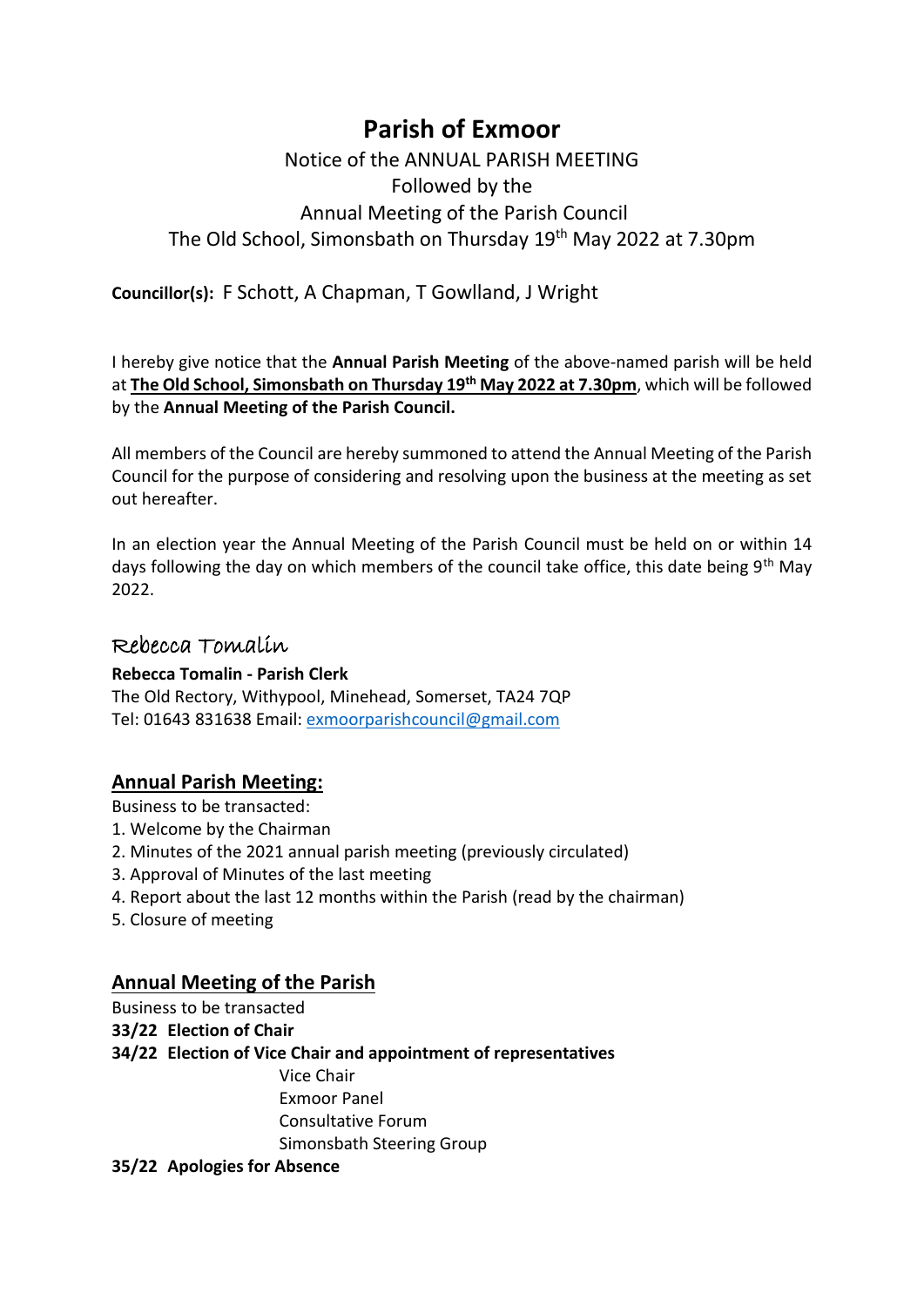# Parish of Exmoor

Notice of the ANNUAL PARISH MEETING
Followed by the
Annual Meeting of the Parish Council
The Old School, Simonsbath on Thursday 19th May 2022 at 7.30pm

**Councillor(s):** F Schott, A Chapman, T Gowlland, J Wright

I hereby give notice that the **Annual Parish Meeting** of the above-named parish will be held at **The Old School, Simonsbath on Thursday 19th May 2022 at 7.30pm**, which will be followed by the **Annual Meeting of the Parish Council.**

All members of the Council are hereby summoned to attend the Annual Meeting of the Parish Council for the purpose of considering and resolving upon the business at the meeting as set out hereafter.

In an election year the Annual Meeting of the Parish Council must be held on or within 14 days following the day on which members of the council take office, this date being 9th May 2022.

Rebecca Tomalin

**Rebecca Tomalin - Parish Clerk**
The Old Rectory, Withypool, Minehead, Somerset, TA24 7QP
Tel: 01643 831638 Email: exmoorparishcouncil@gmail.com

## Annual Parish Meeting:

Business to be transacted:

1. Welcome by the Chairman
2. Minutes of the 2021 annual parish meeting (previously circulated)
3. Approval of Minutes of the last meeting
4. Report about the last 12 months within the Parish (read by the chairman)
5. Closure of meeting

## Annual Meeting of the Parish

Business to be transacted

**33/22 Election of Chair**

**34/22 Election of Vice Chair and appointment of representatives**

- Vice Chair
- Exmoor Panel
- Consultative Forum
- Simonsbath Steering Group

**35/22 Apologies for Absence**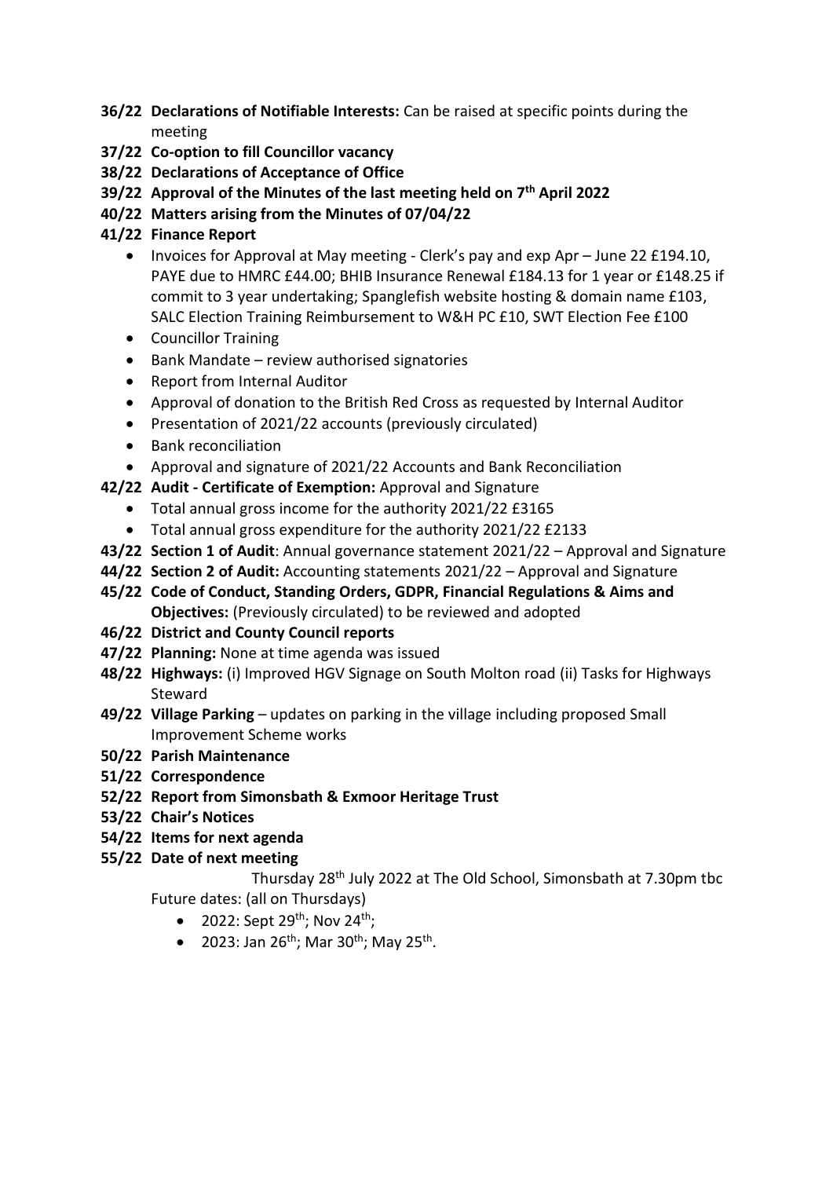**36/22 Declarations of Notifiable Interests:** Can be raised at specific points during the meeting

**37/22 Co-option to fill Councillor vacancy**

**38/22 Declarations of Acceptance of Office**

**39/22 Approval of the Minutes of the last meeting held on 7th April 2022**

**40/22 Matters arising from the Minutes of 07/04/22**

**41/22 Finance Report**

- Invoices for Approval at May meeting - Clerk's pay and exp Apr – June 22 £194.10, PAYE due to HMRC £44.00; BHIB Insurance Renewal £184.13 for 1 year or £148.25 if commit to 3 year undertaking; Spanglefish website hosting & domain name £103, SALC Election Training Reimbursement to W&H PC £10, SWT Election Fee £100
- Councillor Training
- Bank Mandate – review authorised signatories
- Report from Internal Auditor
- Approval of donation to the British Red Cross as requested by Internal Auditor
- Presentation of 2021/22 accounts (previously circulated)
- Bank reconciliation
- Approval and signature of 2021/22 Accounts and Bank Reconciliation

**42/22 Audit - Certificate of Exemption:** Approval and Signature

- Total annual gross income for the authority 2021/22 £3165
- Total annual gross expenditure for the authority 2021/22 £2133

**43/22 Section 1 of Audit**: Annual governance statement 2021/22 – Approval and Signature

**44/22 Section 2 of Audit:** Accounting statements 2021/22 – Approval and Signature

**45/22 Code of Conduct, Standing Orders, GDPR, Financial Regulations & Aims and Objectives:** (Previously circulated) to be reviewed and adopted

**46/22 District and County Council reports**

**47/22 Planning:** None at time agenda was issued

**48/22 Highways:** (i) Improved HGV Signage on South Molton road (ii) Tasks for Highways Steward

**49/22 Village Parking** – updates on parking in the village including proposed Small Improvement Scheme works

**50/22 Parish Maintenance**

**51/22 Correspondence**

**52/22 Report from Simonsbath & Exmoor Heritage Trust**

**53/22 Chair's Notices**

**54/22 Items for next agenda**

**55/22 Date of next meeting**

Thursday 28th July 2022 at The Old School, Simonsbath at 7.30pm tbc

Future dates: (all on Thursdays)

- 2022: Sept 29th; Nov 24th;
- 2023: Jan 26th; Mar 30th; May 25th.